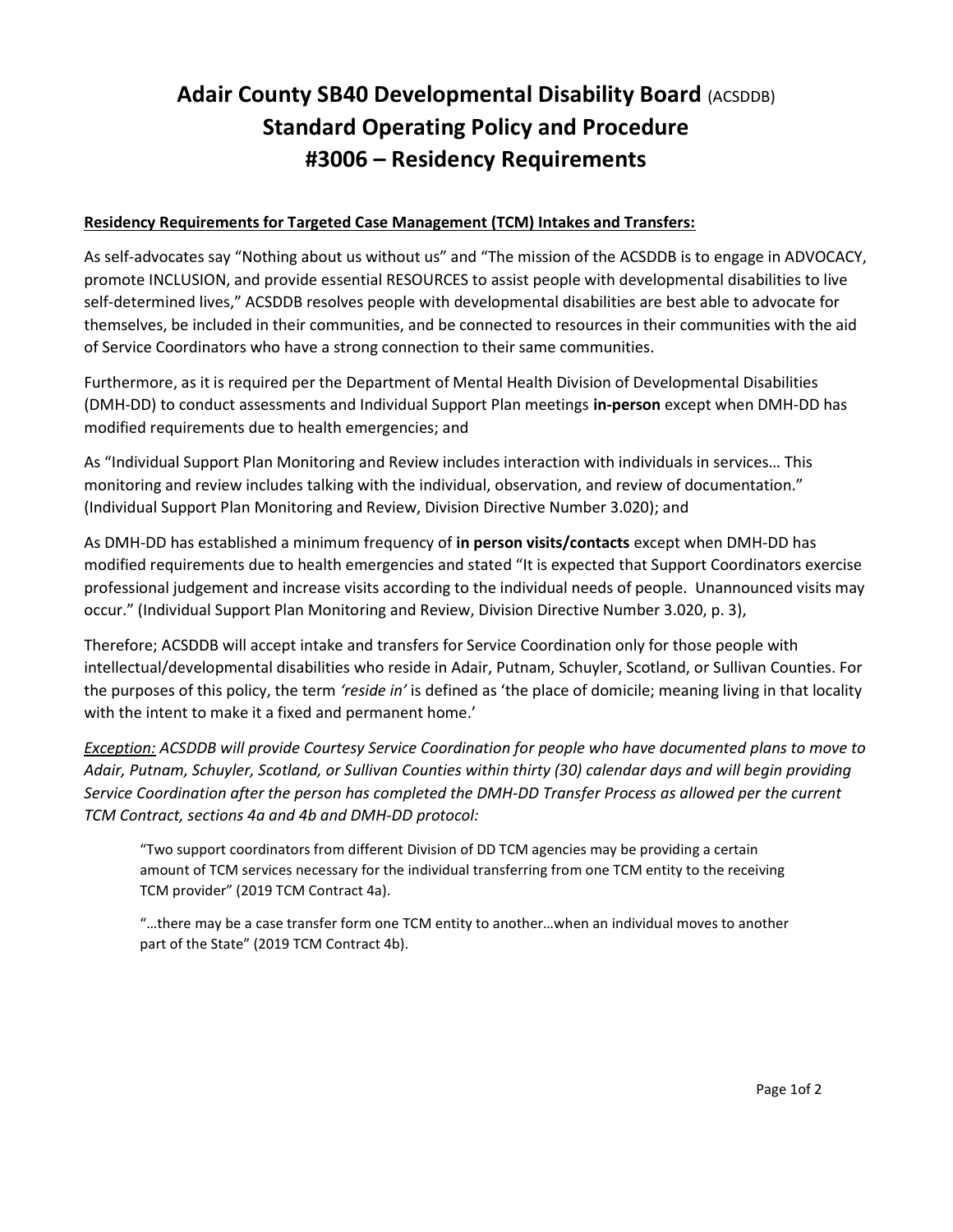# Adair County SB40 Developmental Disability Board (ACSDDB)
# Standard Operating Policy and Procedure
# #3006 – Residency Requirements

**Residency Requirements for Targeted Case Management (TCM) Intakes and Transfers:**

As self-advocates say "Nothing about us without us" and "The mission of the ACSDDB is to engage in ADVOCACY, promote INCLUSION, and provide essential RESOURCES to assist people with developmental disabilities to live self-determined lives," ACSDDB resolves people with developmental disabilities are best able to advocate for themselves, be included in their communities, and be connected to resources in their communities with the aid of Service Coordinators who have a strong connection to their same communities.

Furthermore, as it is required per the Department of Mental Health Division of Developmental Disabilities (DMH-DD) to conduct assessments and Individual Support Plan meetings **in-person** except when DMH-DD has modified requirements due to health emergencies; and

As "Individual Support Plan Monitoring and Review includes interaction with individuals in services… This monitoring and review includes talking with the individual, observation, and review of documentation." (Individual Support Plan Monitoring and Review, Division Directive Number 3.020); and

As DMH-DD has established a minimum frequency of **in person visits/contacts** except when DMH-DD has modified requirements due to health emergencies and stated "It is expected that Support Coordinators exercise professional judgement and increase visits according to the individual needs of people. Unannounced visits may occur." (Individual Support Plan Monitoring and Review, Division Directive Number 3.020, p. 3),

Therefore; ACSDDB will accept intake and transfers for Service Coordination only for those people with intellectual/developmental disabilities who reside in Adair, Putnam, Schuyler, Scotland, or Sullivan Counties. For the purposes of this policy, the term *'reside in'* is defined as 'the place of domicile; meaning living in that locality with the intent to make it a fixed and permanent home.'

*Exception: ACSDDB will provide Courtesy Service Coordination for people who have documented plans to move to Adair, Putnam, Schuyler, Scotland, or Sullivan Counties within thirty (30) calendar days and will begin providing Service Coordination after the person has completed the DMH-DD Transfer Process as allowed per the current TCM Contract, sections 4a and 4b and DMH-DD protocol:*

> "Two support coordinators from different Division of DD TCM agencies may be providing a certain amount of TCM services necessary for the individual transferring from one TCM entity to the receiving TCM provider" (2019 TCM Contract 4a).
>
> "…there may be a case transfer form one TCM entity to another…when an individual moves to another part of the State" (2019 TCM Contract 4b).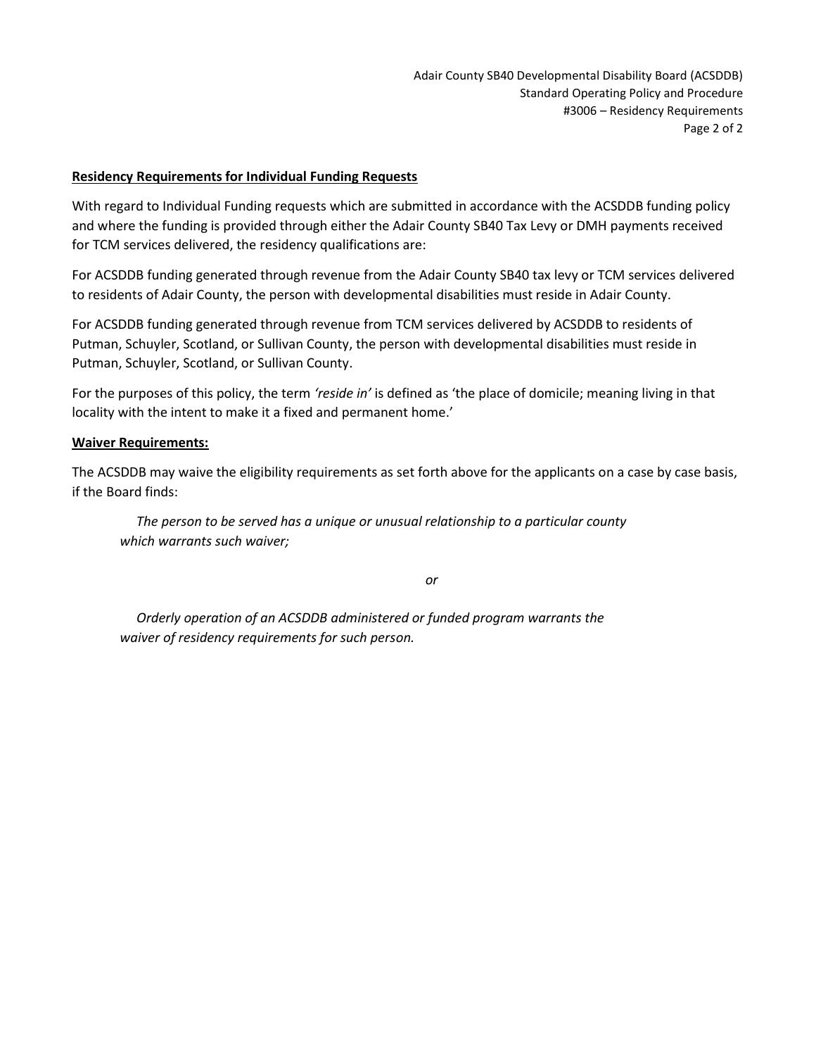**Residency Requirements for Individual Funding Requests**

With regard to Individual Funding requests which are submitted in accordance with the ACSDDB funding policy and where the funding is provided through either the Adair County SB40 Tax Levy or DMH payments received for TCM services delivered, the residency qualifications are:

For ACSDDB funding generated through revenue from the Adair County SB40 tax levy or TCM services delivered to residents of Adair County, the person with developmental disabilities must reside in Adair County.

For ACSDDB funding generated through revenue from TCM services delivered by ACSDDB to residents of Putman, Schuyler, Scotland, or Sullivan County, the person with developmental disabilities must reside in Putman, Schuyler, Scotland, or Sullivan County.

For the purposes of this policy, the term *'reside in'* is defined as 'the place of domicile; meaning living in that locality with the intent to make it a fixed and permanent home.'

**Waiver Requirements:**

The ACSDDB may waive the eligibility requirements as set forth above for the applicants on a case by case basis, if the Board finds:

*The person to be served has a unique or unusual relationship to a particular county which warrants such waiver;*

*or*

*Orderly operation of an ACSDDB administered or funded program warrants the waiver of residency requirements for such person.*